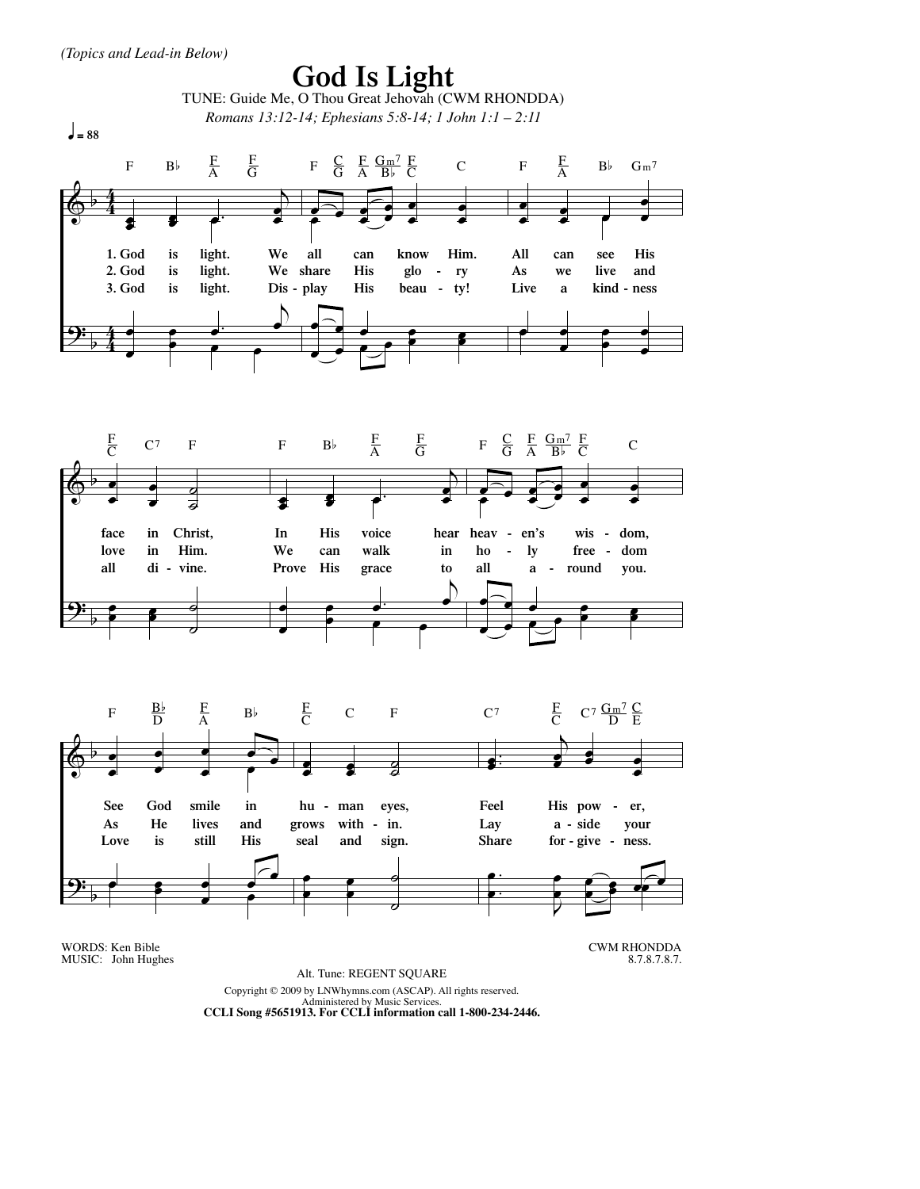*(Topics and Lead-in Below)*

# God Is Light

TUNE: Guide Me, O Thou Great Jehovah (CWM RHONDDA)

*Romans 13:12-14; Ephesians 5:8-14; 1 John 1:1 – 2:11*

♩ = 88

1. God is light. We all can know Him. All can see His face in Christ, In His voice hear heav - en's wis - dom, See God smile in hu - man eyes, Feel His pow - er,
2. God is light. We share His glo - ry As we live and love in Him. We can walk in ho - ly free - dom As He lives and grows with - in. Lay a - side your
3. God is light. Dis - play His beau - ty! Live a kind - ness all di - vine. Prove His grace to all a - round you. Love is still His seal and sign. Share for - give - ness.

WORDS: Ken Bible
MUSIC: John Hughes

CWM RHONDDA
8.7.8.7.8.7.

Alt. Tune: REGENT SQUARE

Copyright © 2009 by LNWhymns.com (ASCAP). All rights reserved.
Administered by Music Services.
**CCLI Song #5651913. For CCLI information call 1-800-234-2446.**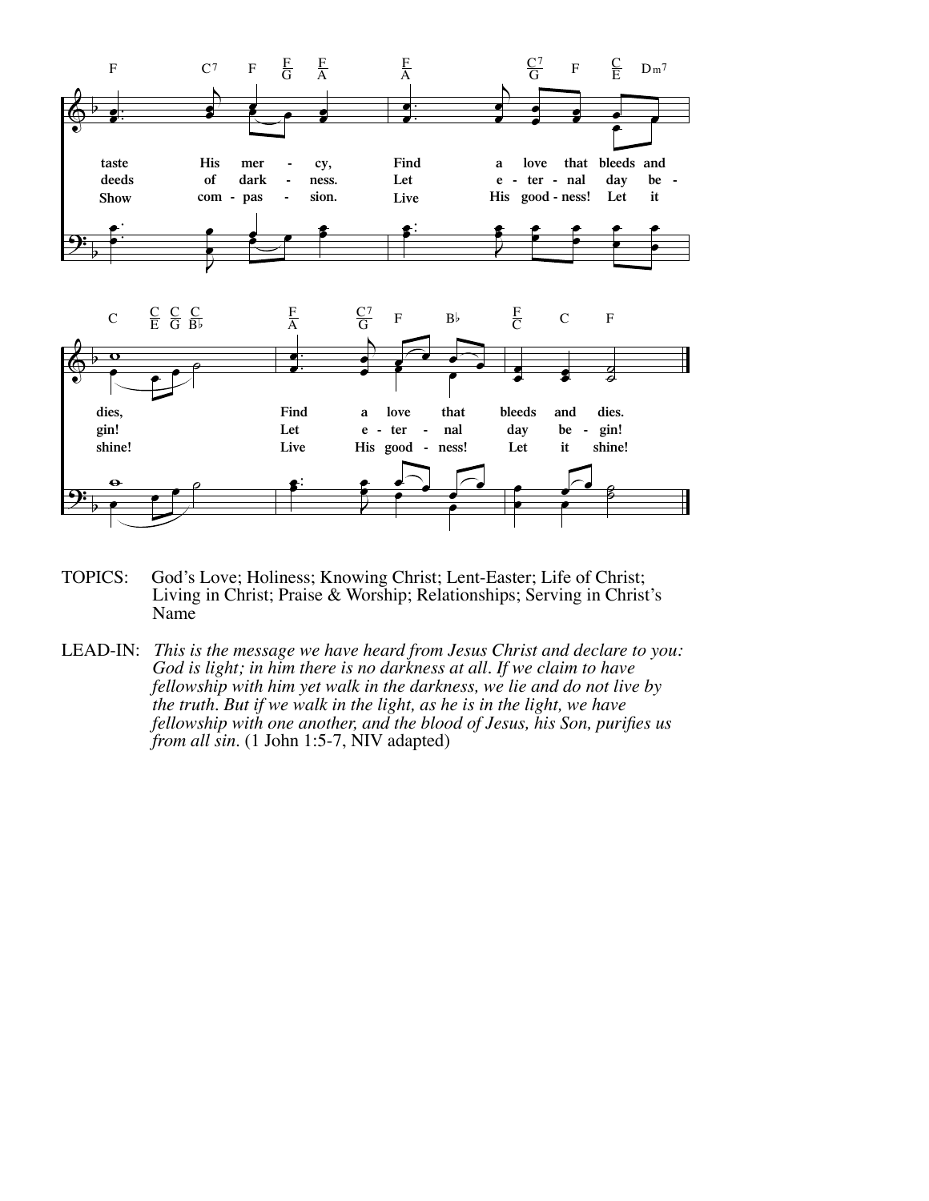taste His mer - cy, Find a love that bleeds and dies, Find a love that bleeds and dies.

deeds of dark - ness. Let e - ter - nal day be - gin! Let e - ter - nal day be - gin!

Show com - pas - sion. Live His good - ness! Let it shine! Live His good - ness! Let it shine!

TOPICS: God's Love; Holiness; Knowing Christ; Lent-Easter; Life of Christ; Living in Christ; Praise & Worship; Relationships; Serving in Christ's Name

LEAD-IN: *This is the message we have heard from Jesus Christ and declare to you: God is light; in him there is no darkness at all. If we claim to have fellowship with him yet walk in the darkness, we lie and do not live by the truth. But if we walk in the light, as he is in the light, we have fellowship with one another, and the blood of Jesus, his Son, purifies us from all sin*. (1 John 1:5-7, NIV adapted)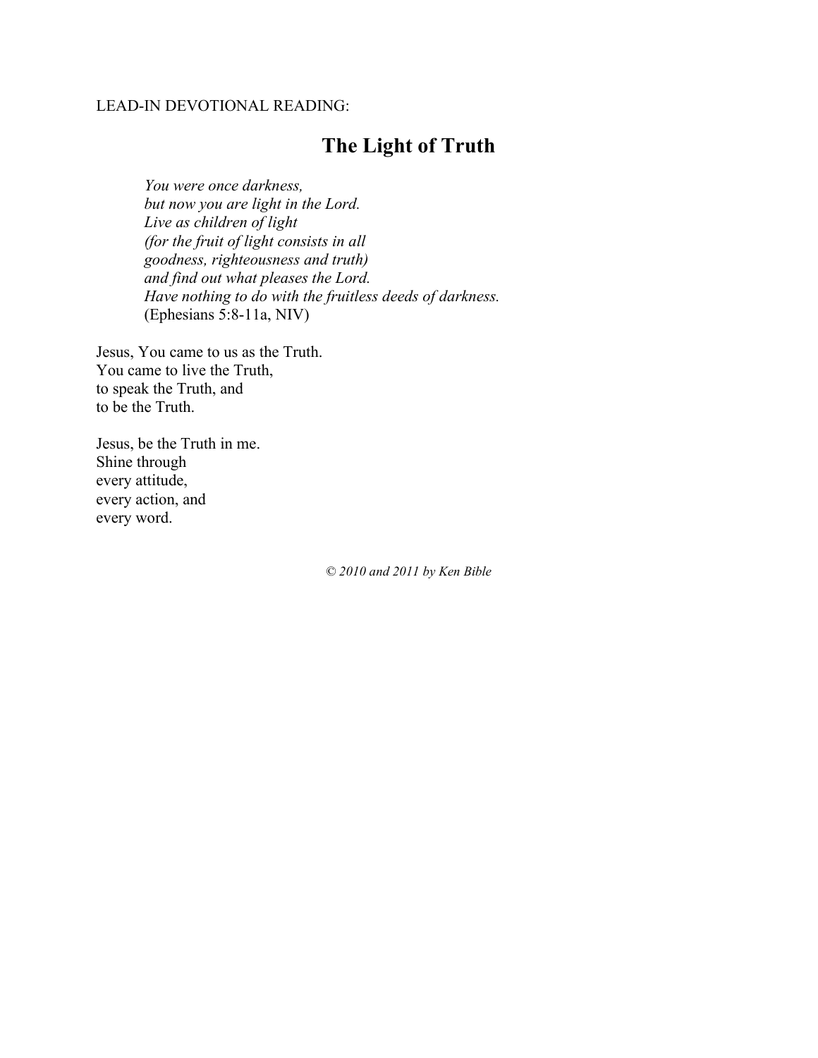LEAD-IN DEVOTIONAL READING:

# The Light of Truth

*You were once darkness,*
*but now you are light in the Lord.*
*Live as children of light*
*(for the fruit of light consists in all*
*goodness, righteousness and truth)*
*and find out what pleases the Lord.*
*Have nothing to do with the fruitless deeds of darkness.*
(Ephesians 5:8-11a, NIV)

Jesus, You came to us as the Truth.
You came to live the Truth,
to speak the Truth, and
to be the Truth.

Jesus, be the Truth in me.
Shine through
every attitude,
every action, and
every word.

*© 2010 and 2011 by Ken Bible*